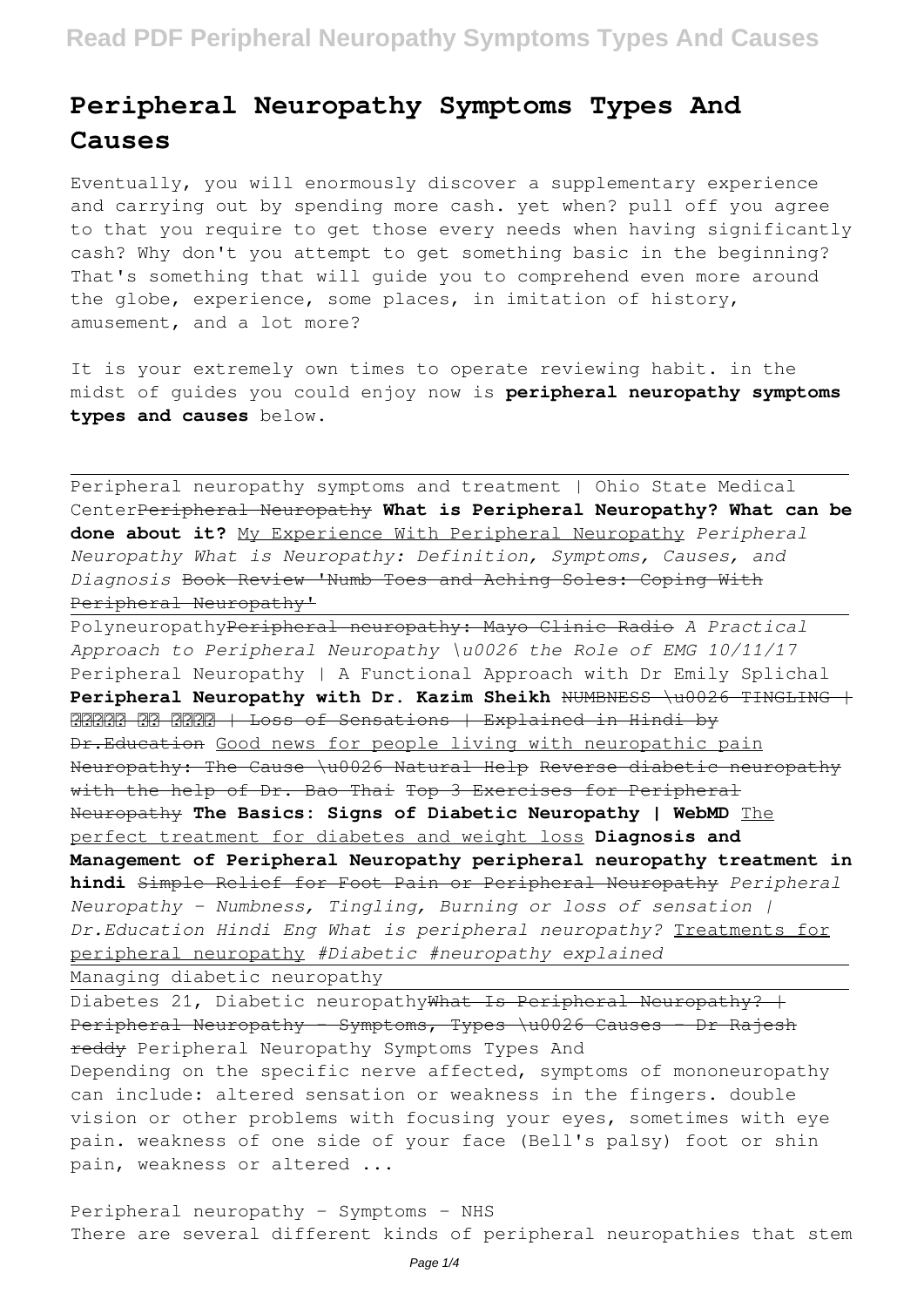# Peripheral Neuropathy Symptoms Types And Causes

Eventually, you will enormously discover a supplementary experience and carrying out by spending more cash. yet when? pull off you agree to that you require to get those every needs when having significantly cash? Why don't you attempt to get something basic in the beginning? That's something that will guide you to comprehend even more around the globe, experience, some places, in imitation of history, amusement, and a lot more?

It is your extremely own times to operate reviewing habit. in the midst of guides you could enjoy now is **peripheral neuropathy symptoms types and causes** below.

Peripheral neuropathy symptoms and treatment | Ohio State Medical Center~~Peripheral Neuropathy~~ **What is Peripheral Neuropathy? What can be done about it?** My Experience With Peripheral Neuropathy *Peripheral Neuropathy What is Neuropathy: Definition, Symptoms, Causes, and Diagnosis* ~~Book Review 'Numb Toes and Aching Soles: Coping With Peripheral Neuropathy'~~

Polyneuropathy~~Peripheral neuropathy: Mayo Clinic Radio~~ *A Practical Approach to Peripheral Neuropathy \u0026 the Role of EMG 10/11/17* Peripheral Neuropathy | A Functional Approach with Dr Emily Splichal **Peripheral Neuropathy with Dr. Kazim Sheikh** ~~NUMBNESS \u0026 TINGLING | ????? ?? ???? | Loss of Sensations | Explained in Hindi by Dr.Education~~ Good news for people living with neuropathic pain ~~Neuropathy: The Cause \u0026 Natural Help~~ ~~Reverse diabetic neuropathy with the help of Dr. Bao Thai~~ ~~Top 3 Exercises for Peripheral Neuropathy~~ **The Basics: Signs of Diabetic Neuropathy | WebMD** The perfect treatment for diabetes and weight loss **Diagnosis and Management of Peripheral Neuropathy peripheral neuropathy treatment in hindi** ~~Simple Relief for Foot Pain or Peripheral Neuropathy~~ *Peripheral Neuropathy - Numbness, Tingling, Burning or loss of sensation | Dr.Education Hindi Eng What is peripheral neuropathy?* Treatments for peripheral neuropathy *#Diabetic #neuropathy explained*

Managing diabetic neuropathy

Diabetes 21, Diabetic neuropathy~~What Is Peripheral Neuropathy? | Peripheral Neuropathy - Symptoms, Types \u0026 Causes - Dr Rajesh reddy~~ Peripheral Neuropathy Symptoms Types And

Depending on the specific nerve affected, symptoms of mononeuropathy can include: altered sensation or weakness in the fingers. double vision or other problems with focusing your eyes, sometimes with eye pain. weakness of one side of your face (Bell's palsy) foot or shin pain, weakness or altered ...

Peripheral neuropathy - Symptoms - NHS

There are several different kinds of peripheral neuropathies that stem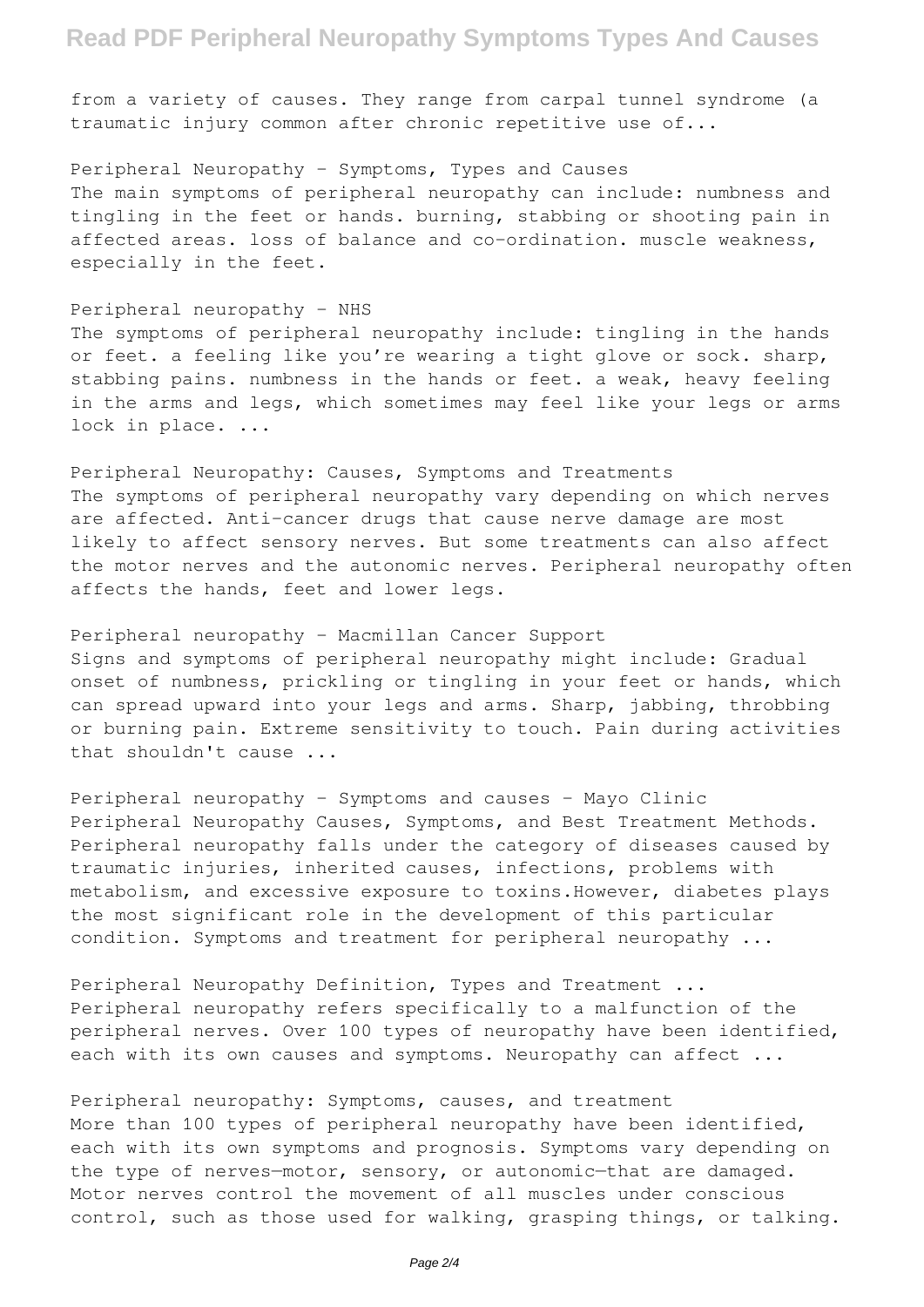from a variety of causes. They range from carpal tunnel syndrome (a traumatic injury common after chronic repetitive use of...

Peripheral Neuropathy - Symptoms, Types and Causes
The main symptoms of peripheral neuropathy can include: numbness and tingling in the feet or hands. burning, stabbing or shooting pain in affected areas. loss of balance and co-ordination. muscle weakness, especially in the feet.

Peripheral neuropathy - NHS
The symptoms of peripheral neuropathy include: tingling in the hands or feet. a feeling like you're wearing a tight glove or sock. sharp, stabbing pains. numbness in the hands or feet. a weak, heavy feeling in the arms and legs, which sometimes may feel like your legs or arms lock in place. ...

Peripheral Neuropathy: Causes, Symptoms and Treatments
The symptoms of peripheral neuropathy vary depending on which nerves are affected. Anti-cancer drugs that cause nerve damage are most likely to affect sensory nerves. But some treatments can also affect the motor nerves and the autonomic nerves. Peripheral neuropathy often affects the hands, feet and lower legs.

Peripheral neuropathy - Macmillan Cancer Support
Signs and symptoms of peripheral neuropathy might include: Gradual onset of numbness, prickling or tingling in your feet or hands, which can spread upward into your legs and arms. Sharp, jabbing, throbbing or burning pain. Extreme sensitivity to touch. Pain during activities that shouldn't cause ...

Peripheral neuropathy - Symptoms and causes - Mayo Clinic
Peripheral Neuropathy Causes, Symptoms, and Best Treatment Methods. Peripheral neuropathy falls under the category of diseases caused by traumatic injuries, inherited causes, infections, problems with metabolism, and excessive exposure to toxins.However, diabetes plays the most significant role in the development of this particular condition. Symptoms and treatment for peripheral neuropathy ...

Peripheral Neuropathy Definition, Types and Treatment ...
Peripheral neuropathy refers specifically to a malfunction of the peripheral nerves. Over 100 types of neuropathy have been identified, each with its own causes and symptoms. Neuropathy can affect ...

Peripheral neuropathy: Symptoms, causes, and treatment
More than 100 types of peripheral neuropathy have been identified, each with its own symptoms and prognosis. Symptoms vary depending on the type of nerves—motor, sensory, or autonomic—that are damaged. Motor nerves control the movement of all muscles under conscious control, such as those used for walking, grasping things, or talking.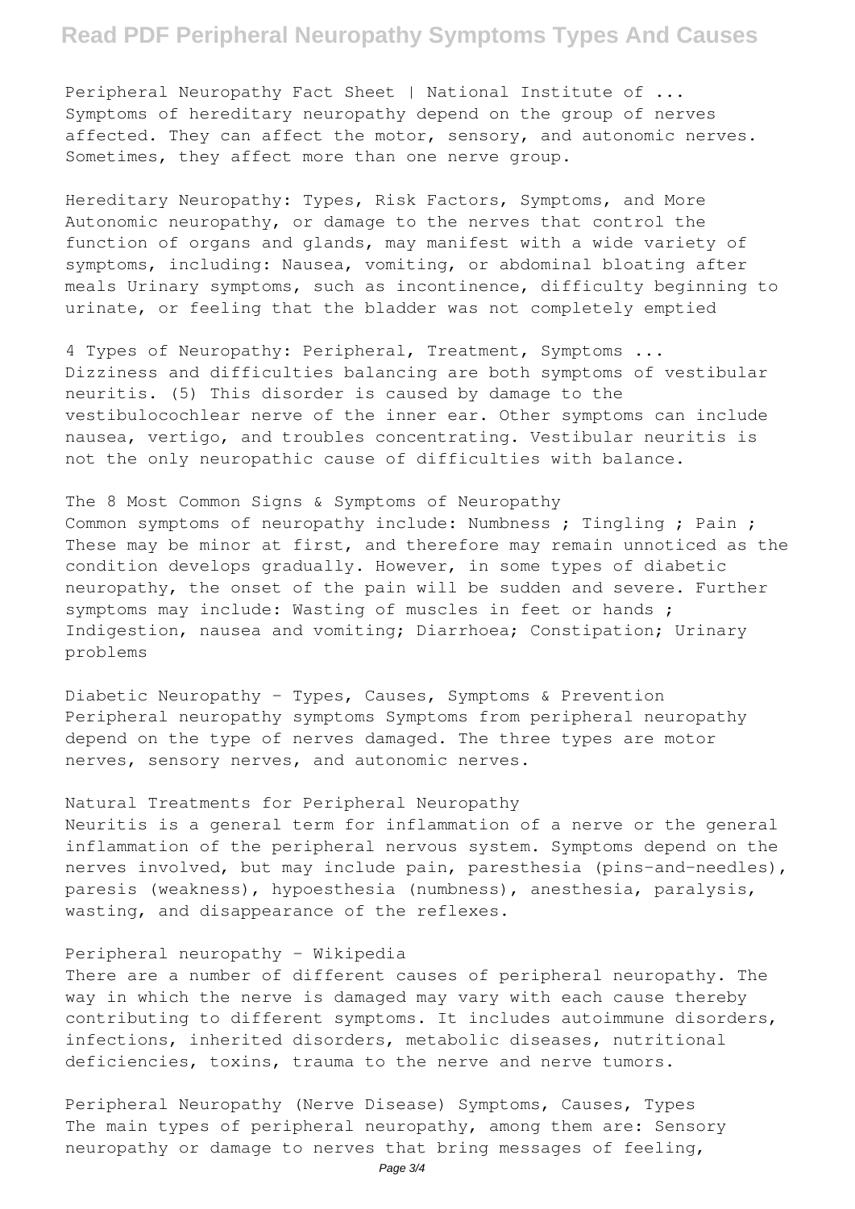Peripheral Neuropathy Fact Sheet | National Institute of ...
Symptoms of hereditary neuropathy depend on the group of nerves affected. They can affect the motor, sensory, and autonomic nerves. Sometimes, they affect more than one nerve group.

Hereditary Neuropathy: Types, Risk Factors, Symptoms, and More
Autonomic neuropathy, or damage to the nerves that control the function of organs and glands, may manifest with a wide variety of symptoms, including: Nausea, vomiting, or abdominal bloating after meals Urinary symptoms, such as incontinence, difficulty beginning to urinate, or feeling that the bladder was not completely emptied

4 Types of Neuropathy: Peripheral, Treatment, Symptoms ...
Dizziness and difficulties balancing are both symptoms of vestibular neuritis. (5) This disorder is caused by damage to the vestibulocochlear nerve of the inner ear. Other symptoms can include nausea, vertigo, and troubles concentrating. Vestibular neuritis is not the only neuropathic cause of difficulties with balance.

The 8 Most Common Signs & Symptoms of Neuropathy
Common symptoms of neuropathy include: Numbness ; Tingling ; Pain ; These may be minor at first, and therefore may remain unnoticed as the condition develops gradually. However, in some types of diabetic neuropathy, the onset of the pain will be sudden and severe. Further symptoms may include: Wasting of muscles in feet or hands ; Indigestion, nausea and vomiting; Diarrhoea; Constipation; Urinary problems

Diabetic Neuropathy - Types, Causes, Symptoms & Prevention
Peripheral neuropathy symptoms Symptoms from peripheral neuropathy depend on the type of nerves damaged. The three types are motor nerves, sensory nerves, and autonomic nerves.

Natural Treatments for Peripheral Neuropathy
Neuritis is a general term for inflammation of a nerve or the general inflammation of the peripheral nervous system. Symptoms depend on the nerves involved, but may include pain, paresthesia (pins-and-needles), paresis (weakness), hypoesthesia (numbness), anesthesia, paralysis, wasting, and disappearance of the reflexes.

Peripheral neuropathy - Wikipedia
There are a number of different causes of peripheral neuropathy. The way in which the nerve is damaged may vary with each cause thereby contributing to different symptoms. It includes autoimmune disorders, infections, inherited disorders, metabolic diseases, nutritional deficiencies, toxins, trauma to the nerve and nerve tumors.

Peripheral Neuropathy (Nerve Disease) Symptoms, Causes, Types
The main types of peripheral neuropathy, among them are: Sensory neuropathy or damage to nerves that bring messages of feeling,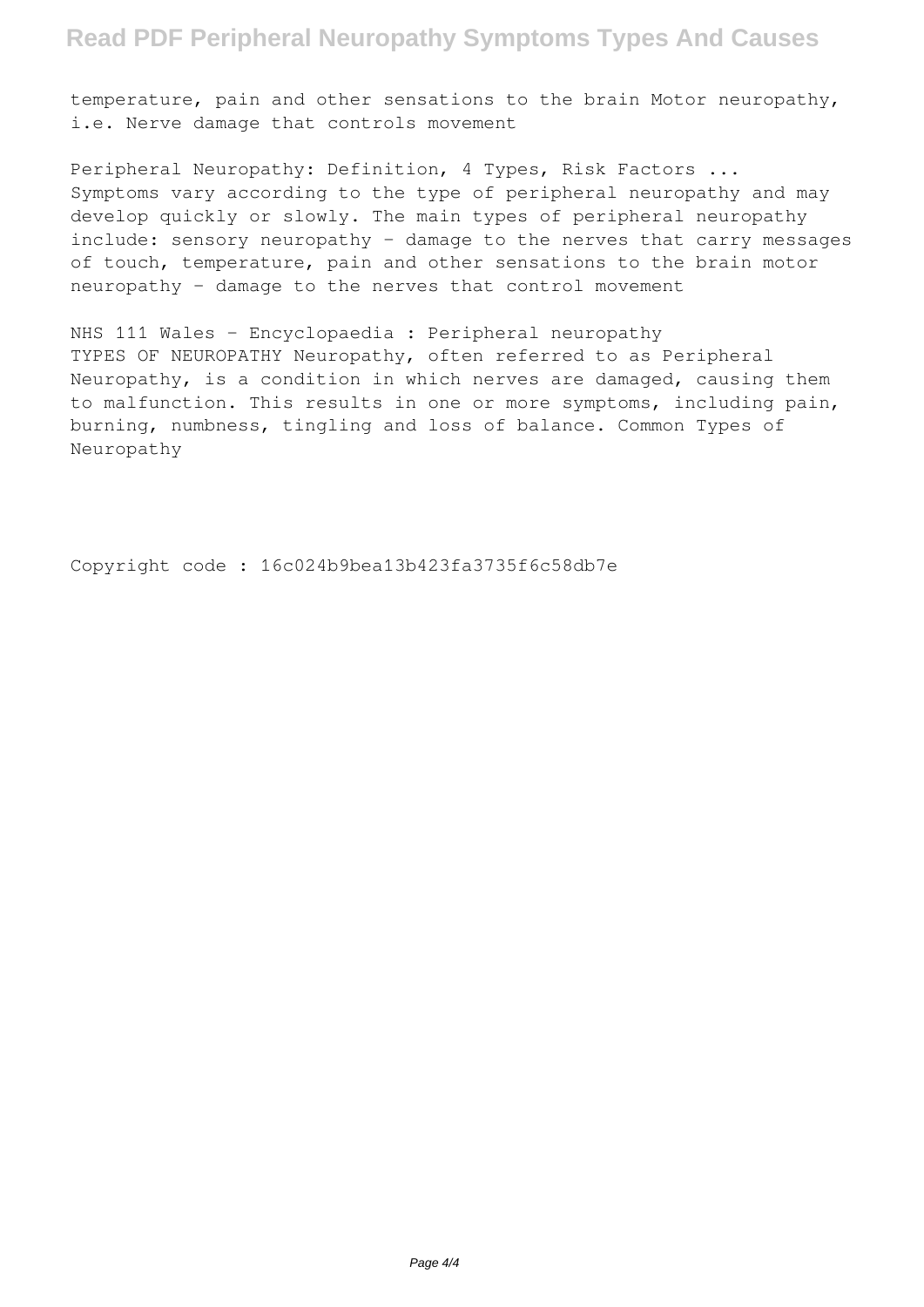temperature, pain and other sensations to the brain Motor neuropathy, i.e. Nerve damage that controls movement

Peripheral Neuropathy: Definition, 4 Types, Risk Factors ...
Symptoms vary according to the type of peripheral neuropathy and may develop quickly or slowly. The main types of peripheral neuropathy include: sensory neuropathy – damage to the nerves that carry messages of touch, temperature, pain and other sensations to the brain motor neuropathy – damage to the nerves that control movement

NHS 111 Wales - Encyclopaedia : Peripheral neuropathy
TYPES OF NEUROPATHY Neuropathy, often referred to as Peripheral Neuropathy, is a condition in which nerves are damaged, causing them to malfunction. This results in one or more symptoms, including pain, burning, numbness, tingling and loss of balance. Common Types of Neuropathy

Copyright code : 16c024b9bea13b423fa3735f6c58db7e